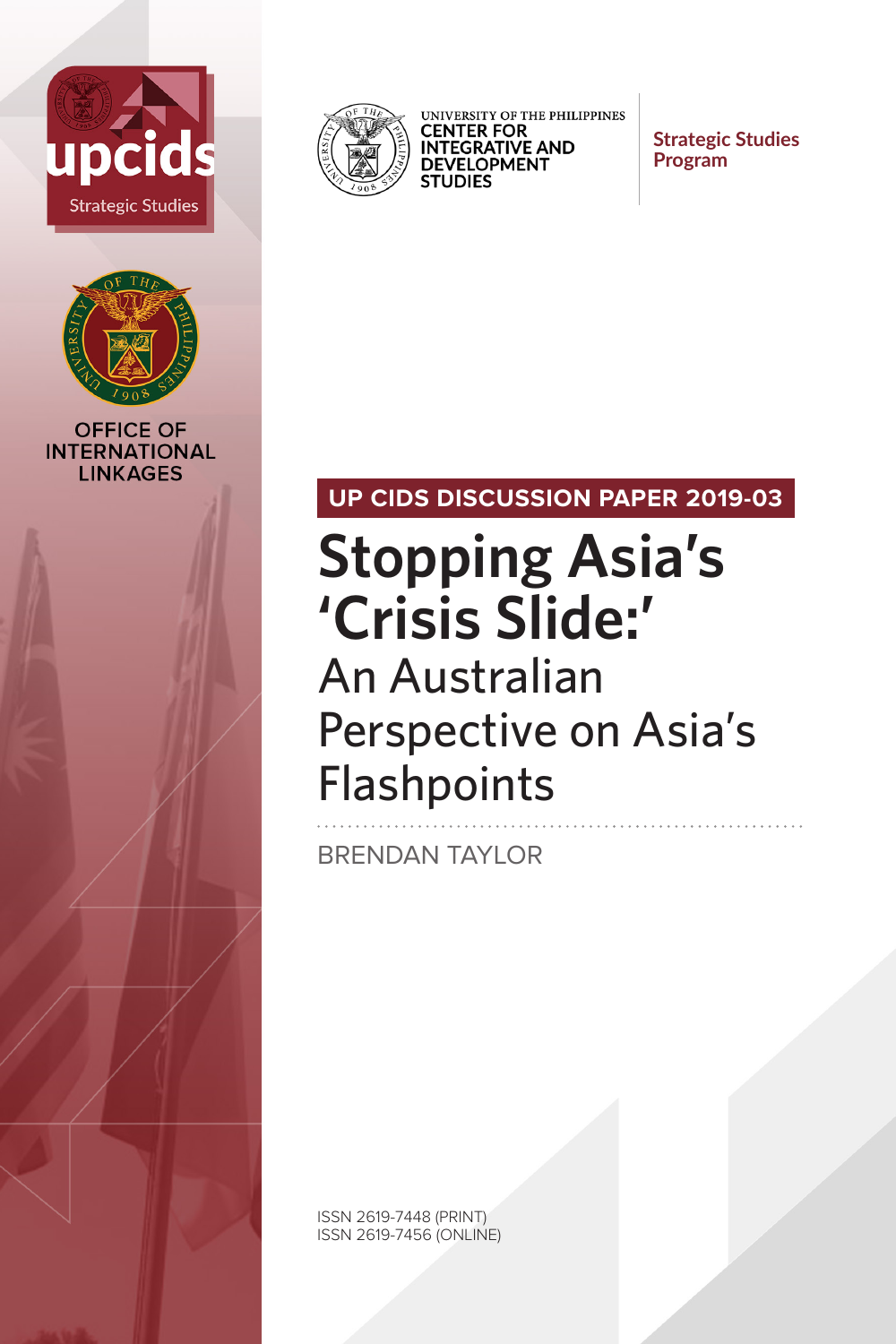upcids Strategic Studies

OFFICE OF INTERNATIONAL LINKAGES

UNIVERSITY OF THE PHILIPPINES CENTER FOR INTEGRATIVE AND DEVELOPMENT STUDIES

Strategic Studies Program

**UP CIDS DISCUSSION PAPER 2019-03**

# Stopping Asia's 'Crisis Slide:' An Australian Perspective on Asia's Flashpoints

BRENDAN TAYLOR

ISSN 2619-7448 (PRINT)
ISSN 2619-7456 (ONLINE)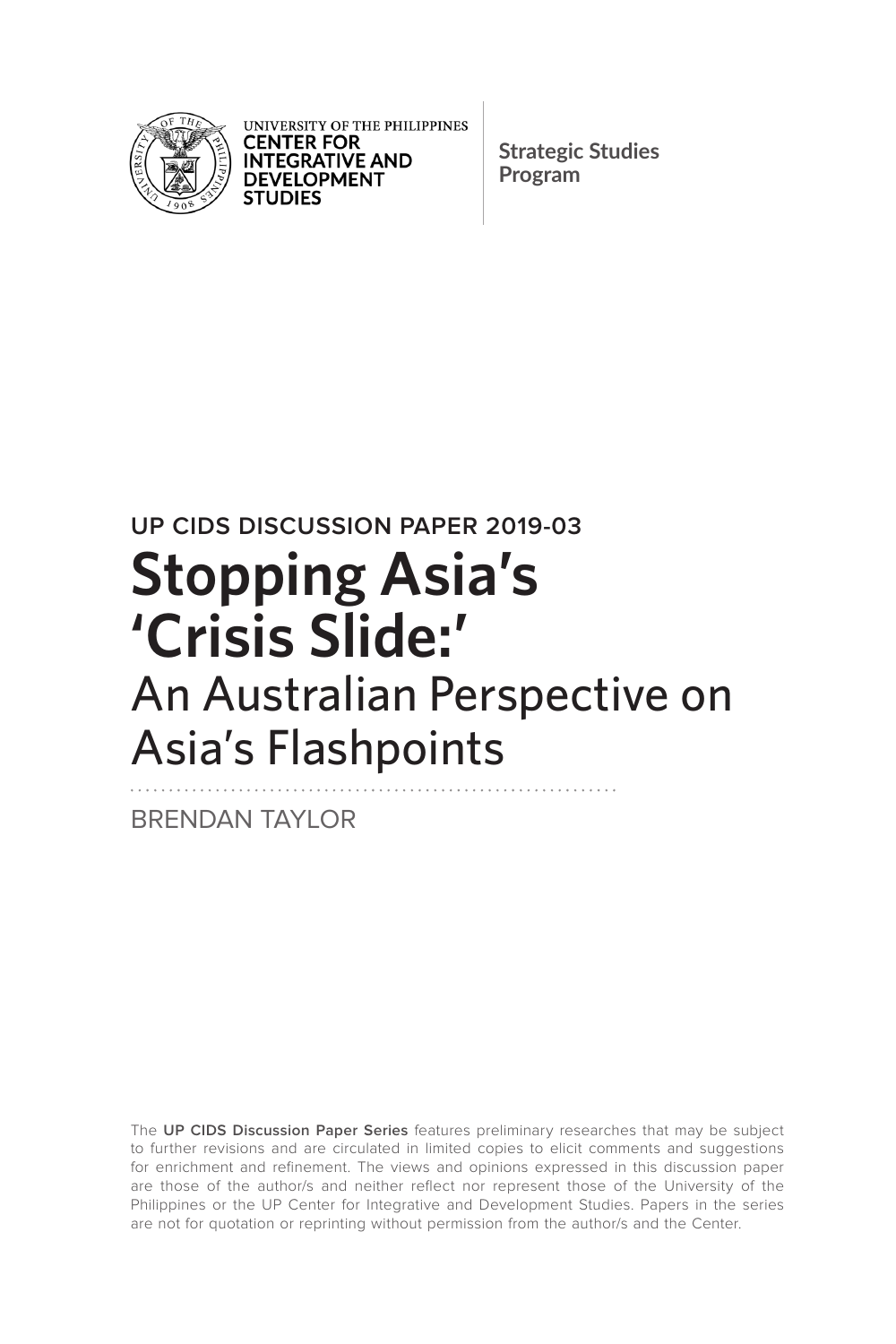UNIVERSITY OF THE PHILIPPINES
**CENTER FOR INTEGRATIVE AND DEVELOPMENT STUDIES**

**Strategic Studies Program**

UP CIDS DISCUSSION PAPER 2019-03

# Stopping Asia's 'Crisis Slide:'

## An Australian Perspective on Asia's Flashpoints

BRENDAN TAYLOR

The **UP CIDS Discussion Paper Series** features preliminary researches that may be subject to further revisions and are circulated in limited copies to elicit comments and suggestions for enrichment and refinement. The views and opinions expressed in this discussion paper are those of the author/s and neither reflect nor represent those of the University of the Philippines or the UP Center for Integrative and Development Studies. Papers in the series are not for quotation or reprinting without permission from the author/s and the Center.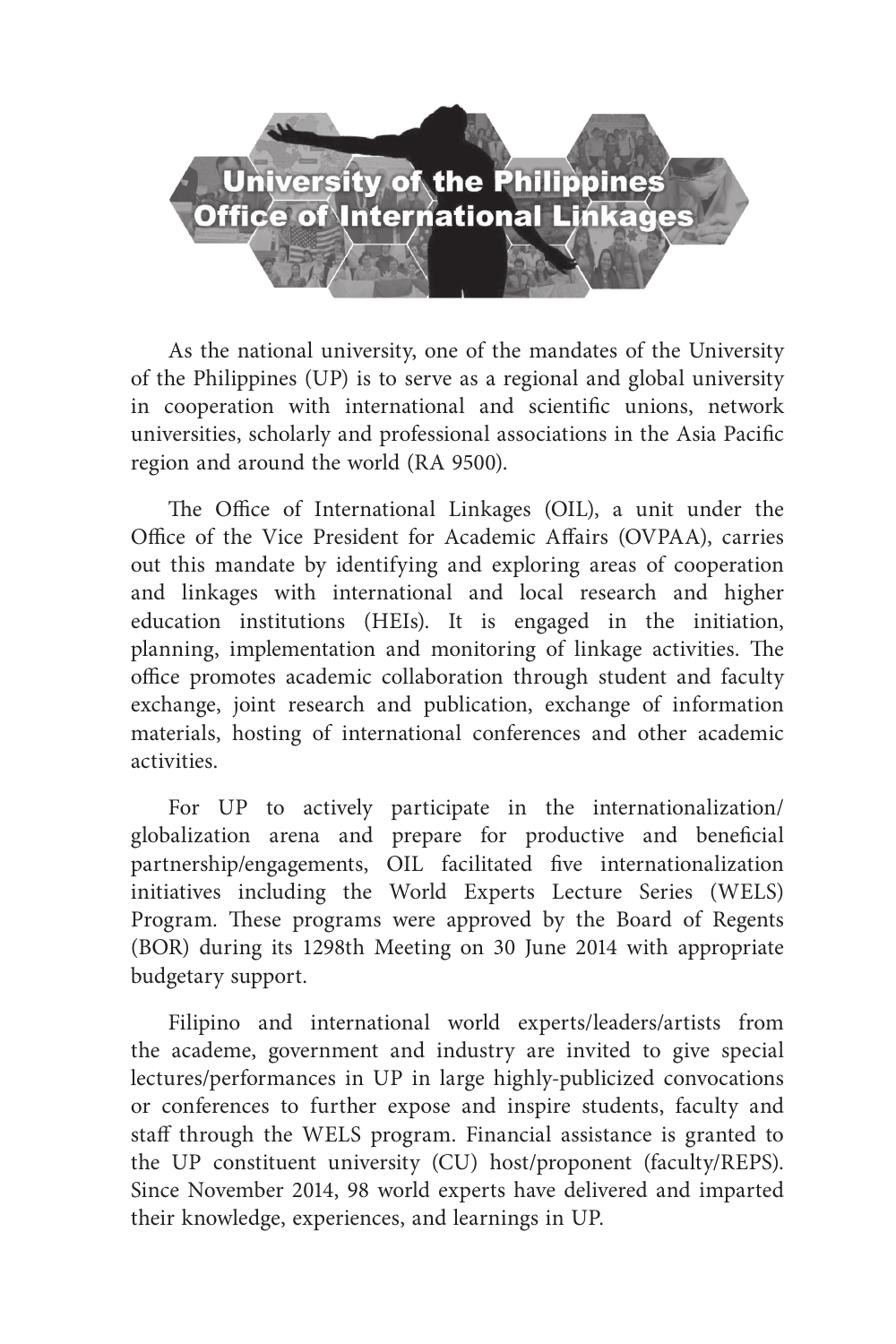# University of the Philippines Office of International Linkages

As the national university, one of the mandates of the University of the Philippines (UP) is to serve as a regional and global university in cooperation with international and scientific unions, network universities, scholarly and professional associations in the Asia Pacific region and around the world (RA 9500).

The Office of International Linkages (OIL), a unit under the Office of the Vice President for Academic Affairs (OVPAA), carries out this mandate by identifying and exploring areas of cooperation and linkages with international and local research and higher education institutions (HEIs). It is engaged in the initiation, planning, implementation and monitoring of linkage activities. The office promotes academic collaboration through student and faculty exchange, joint research and publication, exchange of information materials, hosting of international conferences and other academic activities.

For UP to actively participate in the internationalization/ globalization arena and prepare for productive and beneficial partnership/engagements, OIL facilitated five internationalization initiatives including the World Experts Lecture Series (WELS) Program. These programs were approved by the Board of Regents (BOR) during its 1298th Meeting on 30 June 2014 with appropriate budgetary support.

Filipino and international world experts/leaders/artists from the academe, government and industry are invited to give special lectures/performances in UP in large highly-publicized convocations or conferences to further expose and inspire students, faculty and staff through the WELS program. Financial assistance is granted to the UP constituent university (CU) host/proponent (faculty/REPS). Since November 2014, 98 world experts have delivered and imparted their knowledge, experiences, and learnings in UP.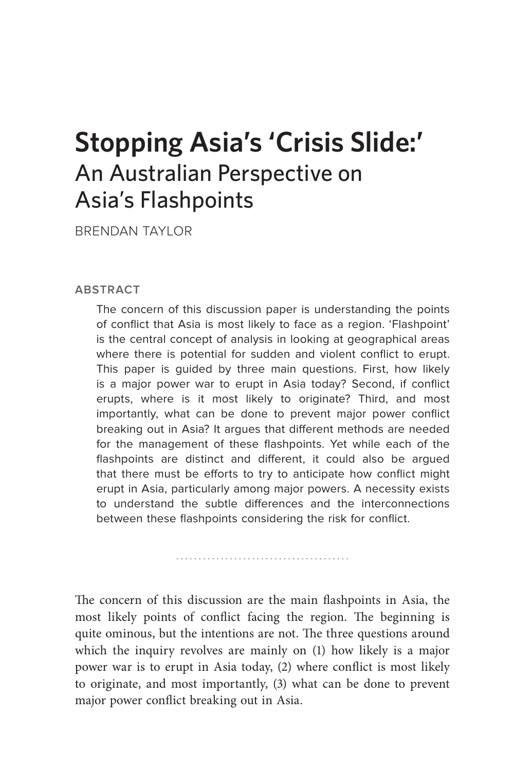# Stopping Asia's 'Crisis Slide:'
## An Australian Perspective on Asia's Flashpoints

BRENDAN TAYLOR

### ABSTRACT

> The concern of this discussion paper is understanding the points of conflict that Asia is most likely to face as a region. 'Flashpoint' is the central concept of analysis in looking at geographical areas where there is potential for sudden and violent conflict to erupt. This paper is guided by three main questions. First, how likely is a major power war to erupt in Asia today? Second, if conflict erupts, where is it most likely to originate? Third, and most importantly, what can be done to prevent major power conflict breaking out in Asia? It argues that different methods are needed for the management of these flashpoints. Yet while each of the flashpoints are distinct and different, it could also be argued that there must be efforts to try to anticipate how conflict might erupt in Asia, particularly among major powers. A necessity exists to understand the subtle differences and the interconnections between these flashpoints considering the risk for conflict.

The concern of this discussion are the main flashpoints in Asia, the most likely points of conflict facing the region. The beginning is quite ominous, but the intentions are not. The three questions around which the inquiry revolves are mainly on (1) how likely is a major power war is to erupt in Asia today, (2) where conflict is most likely to originate, and most importantly, (3) what can be done to prevent major power conflict breaking out in Asia.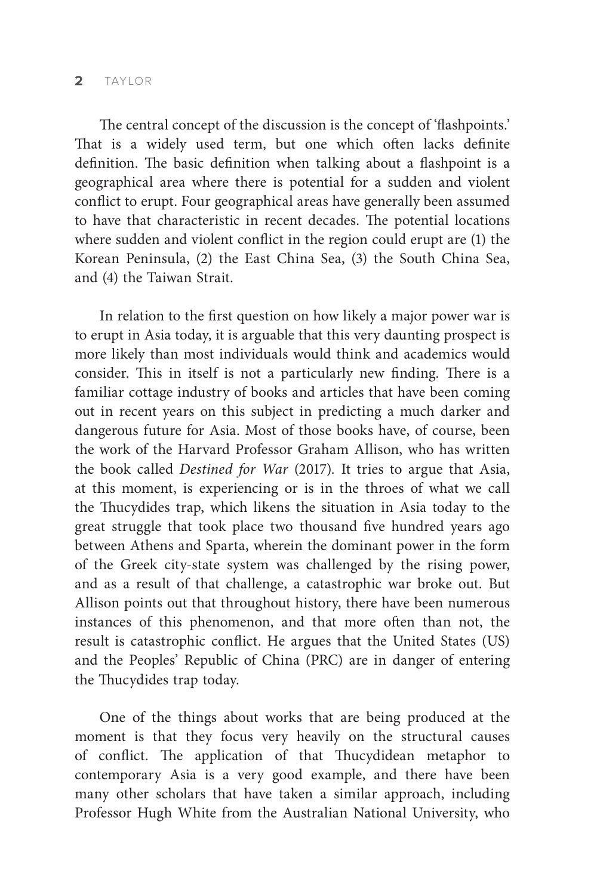The central concept of the discussion is the concept of 'flashpoints.' That is a widely used term, but one which often lacks definite definition. The basic definition when talking about a flashpoint is a geographical area where there is potential for a sudden and violent conflict to erupt. Four geographical areas have generally been assumed to have that characteristic in recent decades. The potential locations where sudden and violent conflict in the region could erupt are (1) the Korean Peninsula, (2) the East China Sea, (3) the South China Sea, and (4) the Taiwan Strait.

In relation to the first question on how likely a major power war is to erupt in Asia today, it is arguable that this very daunting prospect is more likely than most individuals would think and academics would consider. This in itself is not a particularly new finding. There is a familiar cottage industry of books and articles that have been coming out in recent years on this subject in predicting a much darker and dangerous future for Asia. Most of those books have, of course, been the work of the Harvard Professor Graham Allison, who has written the book called *Destined for War* (2017). It tries to argue that Asia, at this moment, is experiencing or is in the throes of what we call the Thucydides trap, which likens the situation in Asia today to the great struggle that took place two thousand five hundred years ago between Athens and Sparta, wherein the dominant power in the form of the Greek city-state system was challenged by the rising power, and as a result of that challenge, a catastrophic war broke out. But Allison points out that throughout history, there have been numerous instances of this phenomenon, and that more often than not, the result is catastrophic conflict. He argues that the United States (US) and the Peoples' Republic of China (PRC) are in danger of entering the Thucydides trap today.

One of the things about works that are being produced at the moment is that they focus very heavily on the structural causes of conflict. The application of that Thucydidean metaphor to contemporary Asia is a very good example, and there have been many other scholars that have taken a similar approach, including Professor Hugh White from the Australian National University, who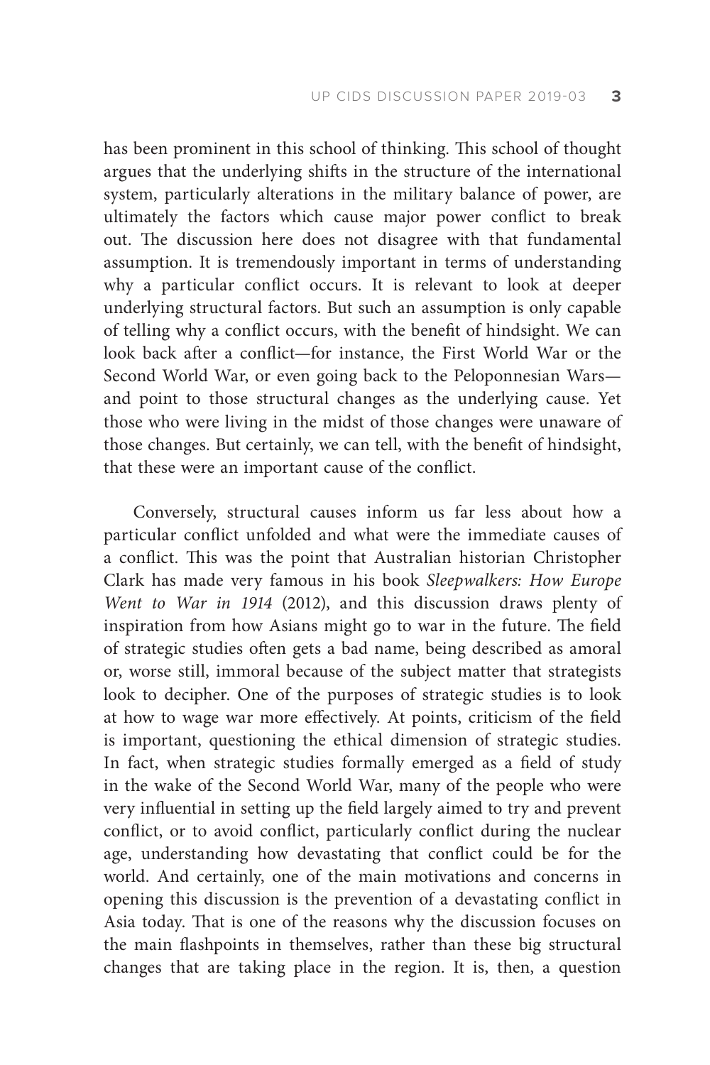has been prominent in this school of thinking. This school of thought argues that the underlying shifts in the structure of the international system, particularly alterations in the military balance of power, are ultimately the factors which cause major power conflict to break out. The discussion here does not disagree with that fundamental assumption. It is tremendously important in terms of understanding why a particular conflict occurs. It is relevant to look at deeper underlying structural factors. But such an assumption is only capable of telling why a conflict occurs, with the benefit of hindsight. We can look back after a conflict—for instance, the First World War or the Second World War, or even going back to the Peloponnesian Wars—and point to those structural changes as the underlying cause. Yet those who were living in the midst of those changes were unaware of those changes. But certainly, we can tell, with the benefit of hindsight, that these were an important cause of the conflict.

Conversely, structural causes inform us far less about how a particular conflict unfolded and what were the immediate causes of a conflict. This was the point that Australian historian Christopher Clark has made very famous in his book *Sleepwalkers: How Europe Went to War in 1914* (2012), and this discussion draws plenty of inspiration from how Asians might go to war in the future. The field of strategic studies often gets a bad name, being described as amoral or, worse still, immoral because of the subject matter that strategists look to decipher. One of the purposes of strategic studies is to look at how to wage war more effectively. At points, criticism of the field is important, questioning the ethical dimension of strategic studies. In fact, when strategic studies formally emerged as a field of study in the wake of the Second World War, many of the people who were very influential in setting up the field largely aimed to try and prevent conflict, or to avoid conflict, particularly conflict during the nuclear age, understanding how devastating that conflict could be for the world. And certainly, one of the main motivations and concerns in opening this discussion is the prevention of a devastating conflict in Asia today. That is one of the reasons why the discussion focuses on the main flashpoints in themselves, rather than these big structural changes that are taking place in the region. It is, then, a question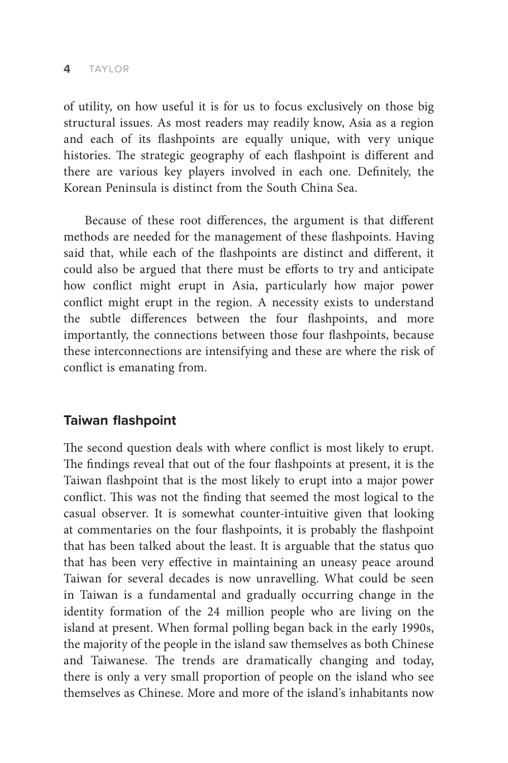of utility, on how useful it is for us to focus exclusively on those big structural issues. As most readers may readily know, Asia as a region and each of its flashpoints are equally unique, with very unique histories. The strategic geography of each flashpoint is different and there are various key players involved in each one. Definitely, the Korean Peninsula is distinct from the South China Sea.

Because of these root differences, the argument is that different methods are needed for the management of these flashpoints. Having said that, while each of the flashpoints are distinct and different, it could also be argued that there must be efforts to try and anticipate how conflict might erupt in Asia, particularly how major power conflict might erupt in the region. A necessity exists to understand the subtle differences between the four flashpoints, and more importantly, the connections between those four flashpoints, because these interconnections are intensifying and these are where the risk of conflict is emanating from.

## Taiwan flashpoint

The second question deals with where conflict is most likely to erupt. The findings reveal that out of the four flashpoints at present, it is the Taiwan flashpoint that is the most likely to erupt into a major power conflict. This was not the finding that seemed the most logical to the casual observer. It is somewhat counter-intuitive given that looking at commentaries on the four flashpoints, it is probably the flashpoint that has been talked about the least. It is arguable that the status quo that has been very effective in maintaining an uneasy peace around Taiwan for several decades is now unravelling. What could be seen in Taiwan is a fundamental and gradually occurring change in the identity formation of the 24 million people who are living on the island at present. When formal polling began back in the early 1990s, the majority of the people in the island saw themselves as both Chinese and Taiwanese. The trends are dramatically changing and today, there is only a very small proportion of people on the island who see themselves as Chinese. More and more of the island's inhabitants now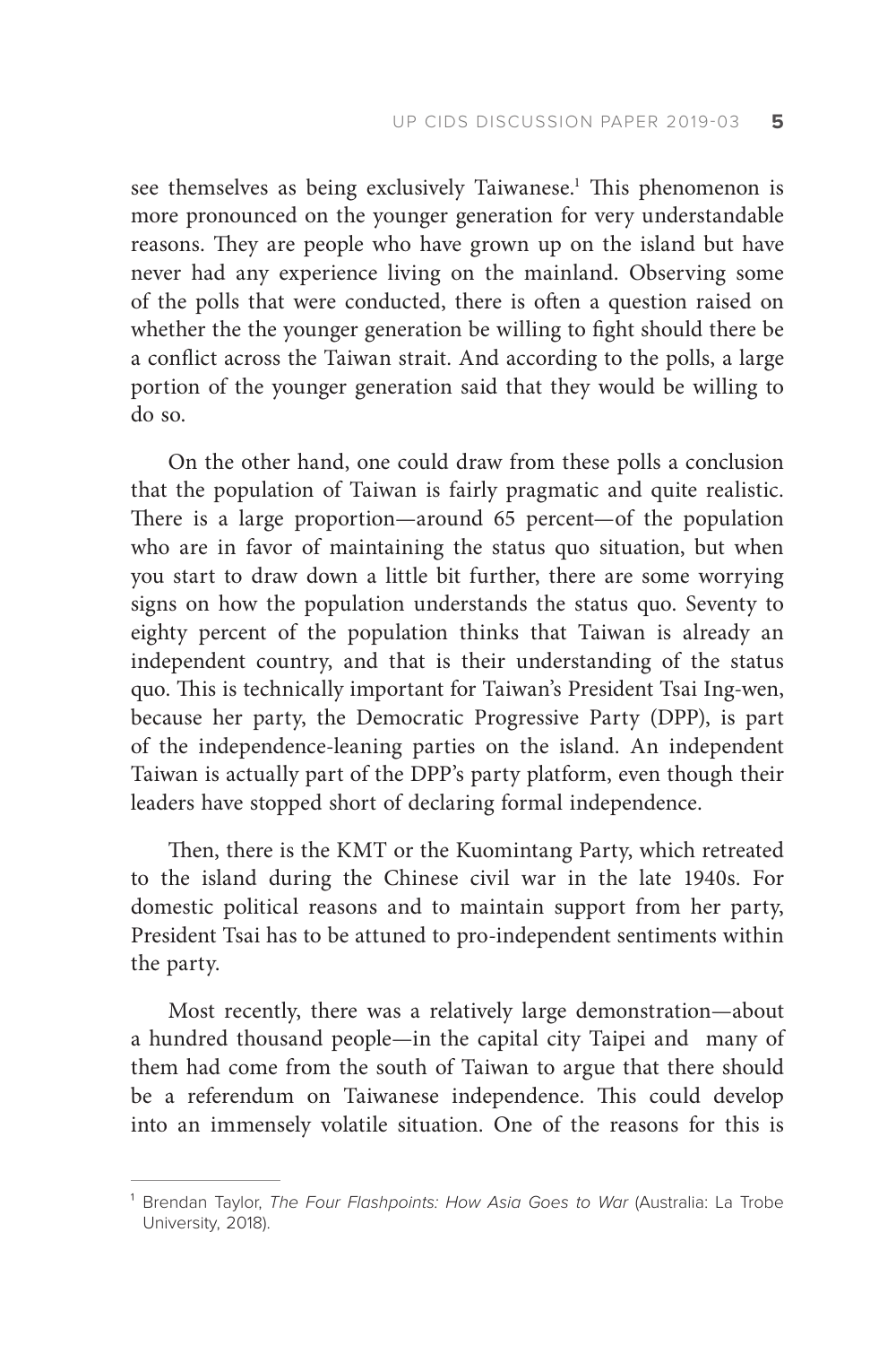see themselves as being exclusively Taiwanese.[1] This phenomenon is more pronounced on the younger generation for very understandable reasons. They are people who have grown up on the island but have never had any experience living on the mainland. Observing some of the polls that were conducted, there is often a question raised on whether the the younger generation be willing to fight should there be a conflict across the Taiwan strait. And according to the polls, a large portion of the younger generation said that they would be willing to do so.

On the other hand, one could draw from these polls a conclusion that the population of Taiwan is fairly pragmatic and quite realistic. There is a large proportion—around 65 percent—of the population who are in favor of maintaining the status quo situation, but when you start to draw down a little bit further, there are some worrying signs on how the population understands the status quo. Seventy to eighty percent of the population thinks that Taiwan is already an independent country, and that is their understanding of the status quo. This is technically important for Taiwan's President Tsai Ing-wen, because her party, the Democratic Progressive Party (DPP), is part of the independence-leaning parties on the island. An independent Taiwan is actually part of the DPP's party platform, even though their leaders have stopped short of declaring formal independence.

Then, there is the KMT or the Kuomintang Party, which retreated to the island during the Chinese civil war in the late 1940s. For domestic political reasons and to maintain support from her party, President Tsai has to be attuned to pro-independent sentiments within the party.

Most recently, there was a relatively large demonstration—about a hundred thousand people—in the capital city Taipei and many of them had come from the south of Taiwan to argue that there should be a referendum on Taiwanese independence. This could develop into an immensely volatile situation. One of the reasons for this is

---

[1] Brendan Taylor, *The Four Flashpoints: How Asia Goes to War* (Australia: La Trobe University, 2018).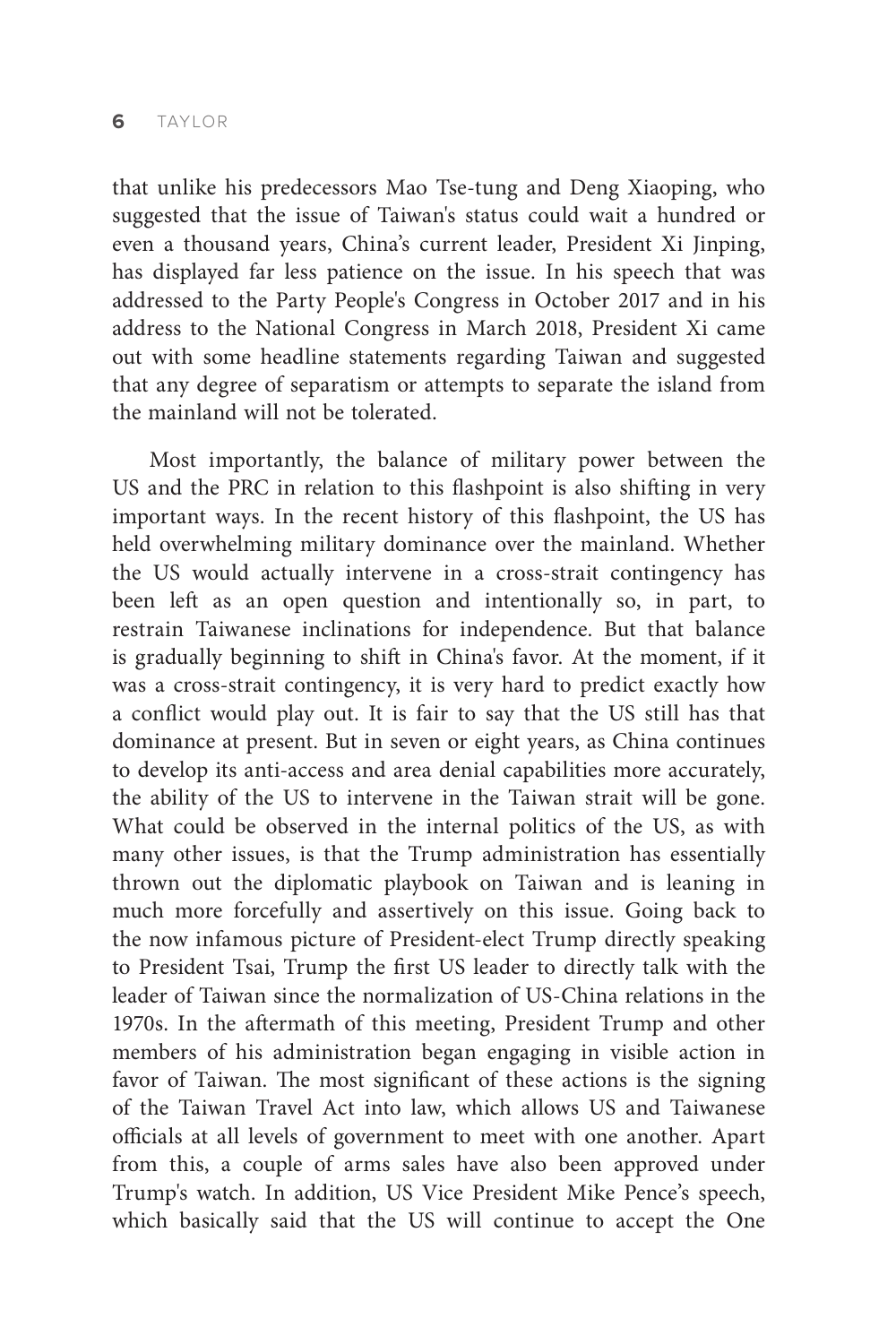that unlike his predecessors Mao Tse-tung and Deng Xiaoping, who suggested that the issue of Taiwan's status could wait a hundred or even a thousand years, China's current leader, President Xi Jinping, has displayed far less patience on the issue. In his speech that was addressed to the Party People's Congress in October 2017 and in his address to the National Congress in March 2018, President Xi came out with some headline statements regarding Taiwan and suggested that any degree of separatism or attempts to separate the island from the mainland will not be tolerated.

Most importantly, the balance of military power between the US and the PRC in relation to this flashpoint is also shifting in very important ways. In the recent history of this flashpoint, the US has held overwhelming military dominance over the mainland. Whether the US would actually intervene in a cross-strait contingency has been left as an open question and intentionally so, in part, to restrain Taiwanese inclinations for independence. But that balance is gradually beginning to shift in China's favor. At the moment, if it was a cross-strait contingency, it is very hard to predict exactly how a conflict would play out. It is fair to say that the US still has that dominance at present. But in seven or eight years, as China continues to develop its anti-access and area denial capabilities more accurately, the ability of the US to intervene in the Taiwan strait will be gone. What could be observed in the internal politics of the US, as with many other issues, is that the Trump administration has essentially thrown out the diplomatic playbook on Taiwan and is leaning in much more forcefully and assertively on this issue. Going back to the now infamous picture of President-elect Trump directly speaking to President Tsai, Trump the first US leader to directly talk with the leader of Taiwan since the normalization of US-China relations in the 1970s. In the aftermath of this meeting, President Trump and other members of his administration began engaging in visible action in favor of Taiwan. The most significant of these actions is the signing of the Taiwan Travel Act into law, which allows US and Taiwanese officials at all levels of government to meet with one another. Apart from this, a couple of arms sales have also been approved under Trump's watch. In addition, US Vice President Mike Pence's speech, which basically said that the US will continue to accept the One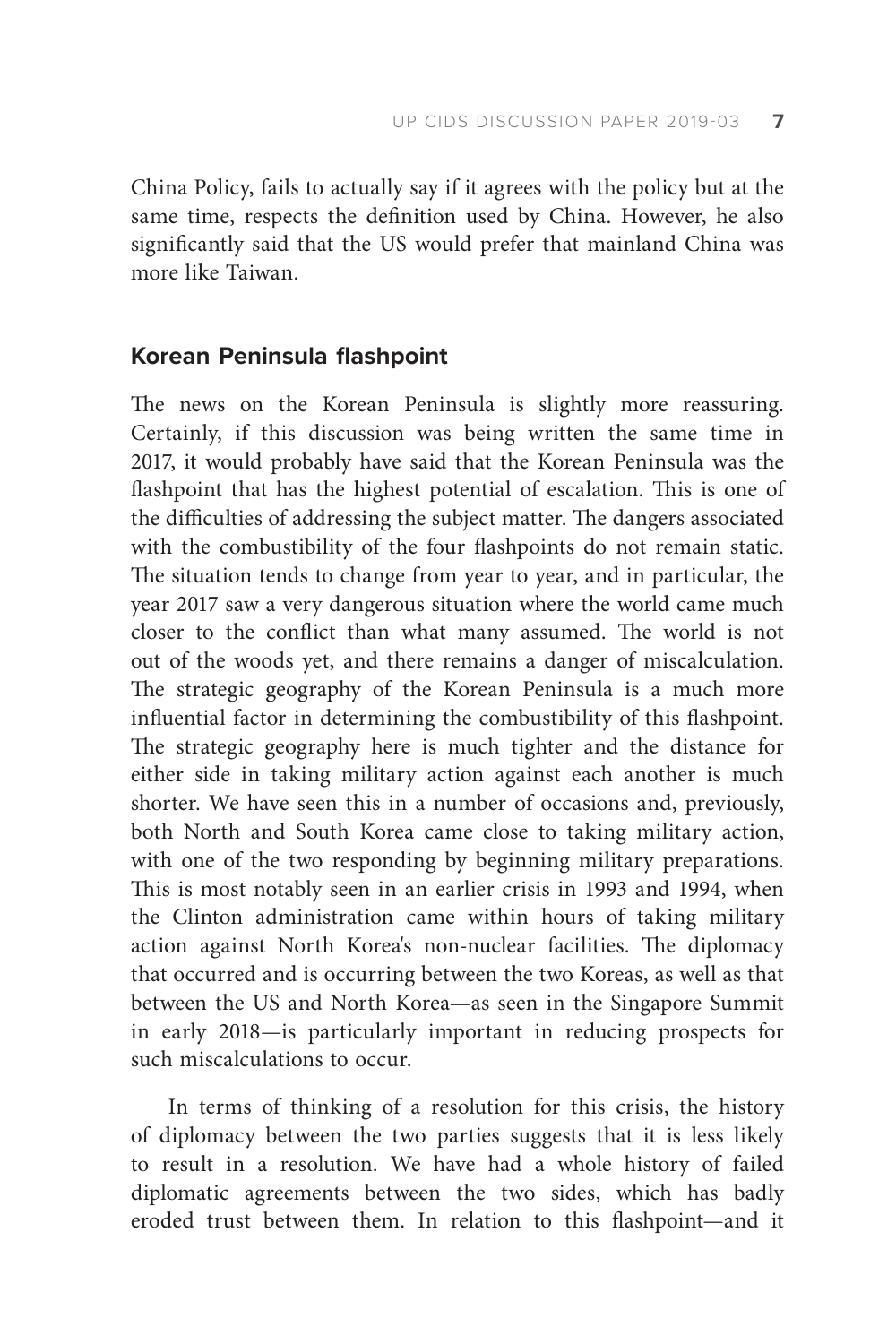China Policy, fails to actually say if it agrees with the policy but at the same time, respects the definition used by China. However, he also significantly said that the US would prefer that mainland China was more like Taiwan.

### Korean Peninsula flashpoint

The news on the Korean Peninsula is slightly more reassuring. Certainly, if this discussion was being written the same time in 2017, it would probably have said that the Korean Peninsula was the flashpoint that has the highest potential of escalation. This is one of the difficulties of addressing the subject matter. The dangers associated with the combustibility of the four flashpoints do not remain static. The situation tends to change from year to year, and in particular, the year 2017 saw a very dangerous situation where the world came much closer to the conflict than what many assumed. The world is not out of the woods yet, and there remains a danger of miscalculation. The strategic geography of the Korean Peninsula is a much more influential factor in determining the combustibility of this flashpoint. The strategic geography here is much tighter and the distance for either side in taking military action against each another is much shorter. We have seen this in a number of occasions and, previously, both North and South Korea came close to taking military action, with one of the two responding by beginning military preparations. This is most notably seen in an earlier crisis in 1993 and 1994, when the Clinton administration came within hours of taking military action against North Korea's non-nuclear facilities. The diplomacy that occurred and is occurring between the two Koreas, as well as that between the US and North Korea—as seen in the Singapore Summit in early 2018—is particularly important in reducing prospects for such miscalculations to occur.

In terms of thinking of a resolution for this crisis, the history of diplomacy between the two parties suggests that it is less likely to result in a resolution. We have had a whole history of failed diplomatic agreements between the two sides, which has badly eroded trust between them. In relation to this flashpoint—and it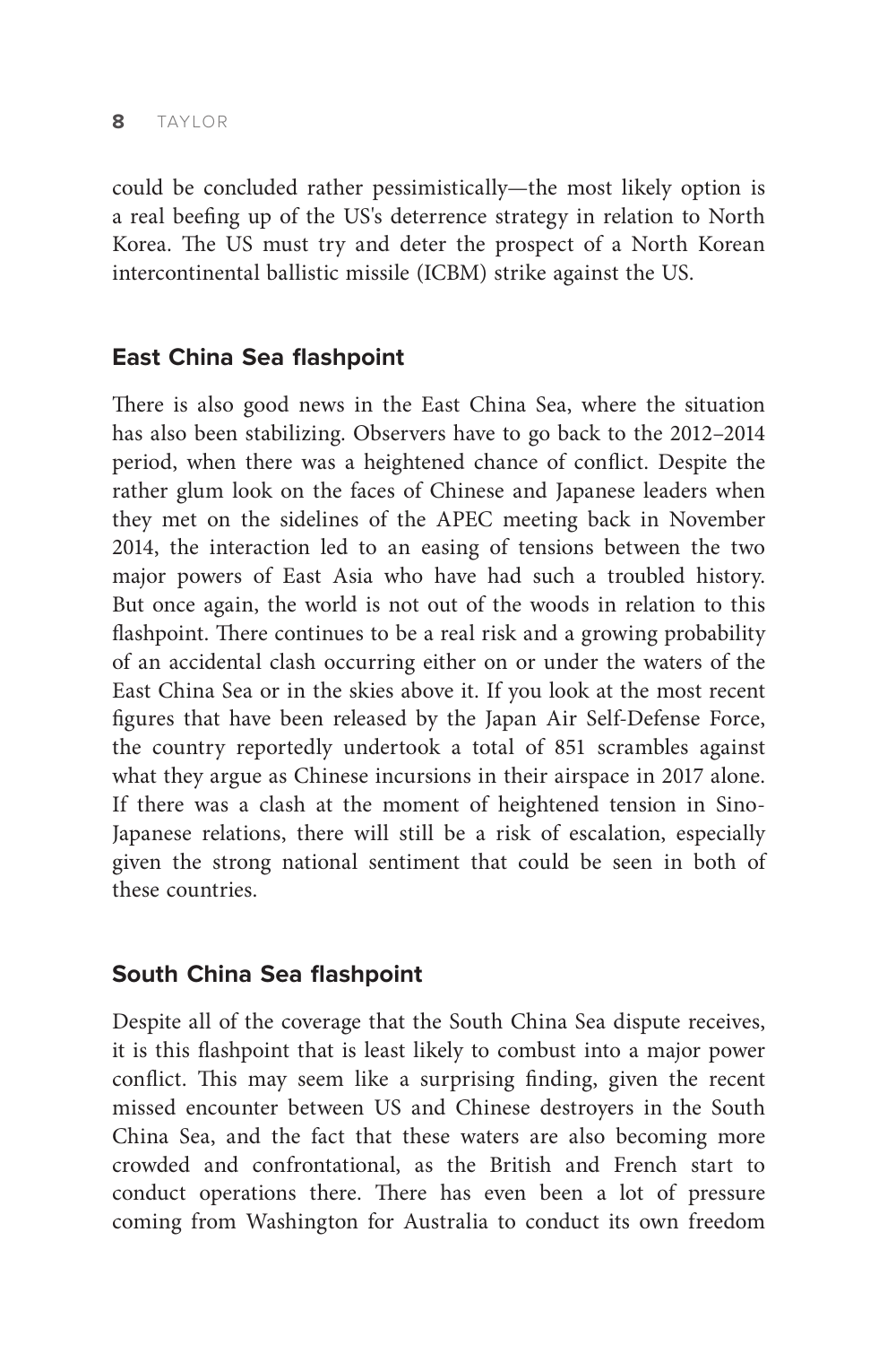could be concluded rather pessimistically—the most likely option is a real beefing up of the US's deterrence strategy in relation to North Korea. The US must try and deter the prospect of a North Korean intercontinental ballistic missile (ICBM) strike against the US.

## East China Sea flashpoint

There is also good news in the East China Sea, where the situation has also been stabilizing. Observers have to go back to the 2012–2014 period, when there was a heightened chance of conflict. Despite the rather glum look on the faces of Chinese and Japanese leaders when they met on the sidelines of the APEC meeting back in November 2014, the interaction led to an easing of tensions between the two major powers of East Asia who have had such a troubled history. But once again, the world is not out of the woods in relation to this flashpoint. There continues to be a real risk and a growing probability of an accidental clash occurring either on or under the waters of the East China Sea or in the skies above it. If you look at the most recent figures that have been released by the Japan Air Self-Defense Force, the country reportedly undertook a total of 851 scrambles against what they argue as Chinese incursions in their airspace in 2017 alone. If there was a clash at the moment of heightened tension in Sino-Japanese relations, there will still be a risk of escalation, especially given the strong national sentiment that could be seen in both of these countries.

## South China Sea flashpoint

Despite all of the coverage that the South China Sea dispute receives, it is this flashpoint that is least likely to combust into a major power conflict. This may seem like a surprising finding, given the recent missed encounter between US and Chinese destroyers in the South China Sea, and the fact that these waters are also becoming more crowded and confrontational, as the British and French start to conduct operations there. There has even been a lot of pressure coming from Washington for Australia to conduct its own freedom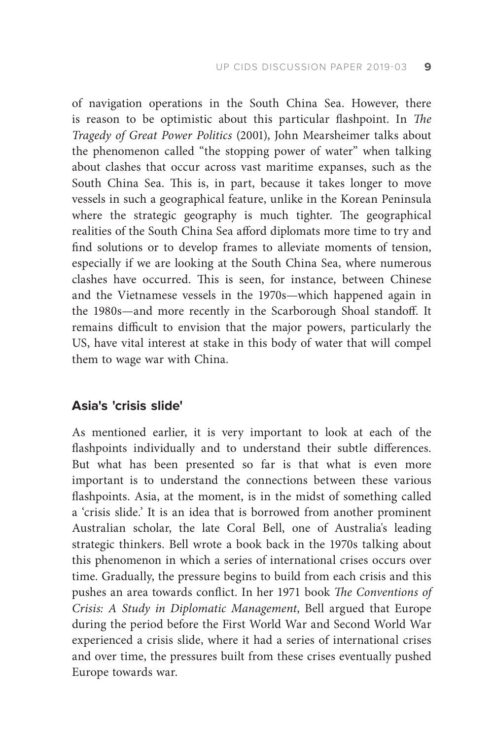of navigation operations in the South China Sea. However, there is reason to be optimistic about this particular flashpoint. In *The Tragedy of Great Power Politics* (2001), John Mearsheimer talks about the phenomenon called "the stopping power of water" when talking about clashes that occur across vast maritime expanses, such as the South China Sea. This is, in part, because it takes longer to move vessels in such a geographical feature, unlike in the Korean Peninsula where the strategic geography is much tighter. The geographical realities of the South China Sea afford diplomats more time to try and find solutions or to develop frames to alleviate moments of tension, especially if we are looking at the South China Sea, where numerous clashes have occurred. This is seen, for instance, between Chinese and the Vietnamese vessels in the 1970s—which happened again in the 1980s—and more recently in the Scarborough Shoal standoff. It remains difficult to envision that the major powers, particularly the US, have vital interest at stake in this body of water that will compel them to wage war with China.

## Asia's 'crisis slide'

As mentioned earlier, it is very important to look at each of the flashpoints individually and to understand their subtle differences. But what has been presented so far is that what is even more important is to understand the connections between these various flashpoints. Asia, at the moment, is in the midst of something called a 'crisis slide.' It is an idea that is borrowed from another prominent Australian scholar, the late Coral Bell, one of Australia's leading strategic thinkers. Bell wrote a book back in the 1970s talking about this phenomenon in which a series of international crises occurs over time. Gradually, the pressure begins to build from each crisis and this pushes an area towards conflict. In her 1971 book *The Conventions of Crisis: A Study in Diplomatic Management*, Bell argued that Europe during the period before the First World War and Second World War experienced a crisis slide, where it had a series of international crises and over time, the pressures built from these crises eventually pushed Europe towards war.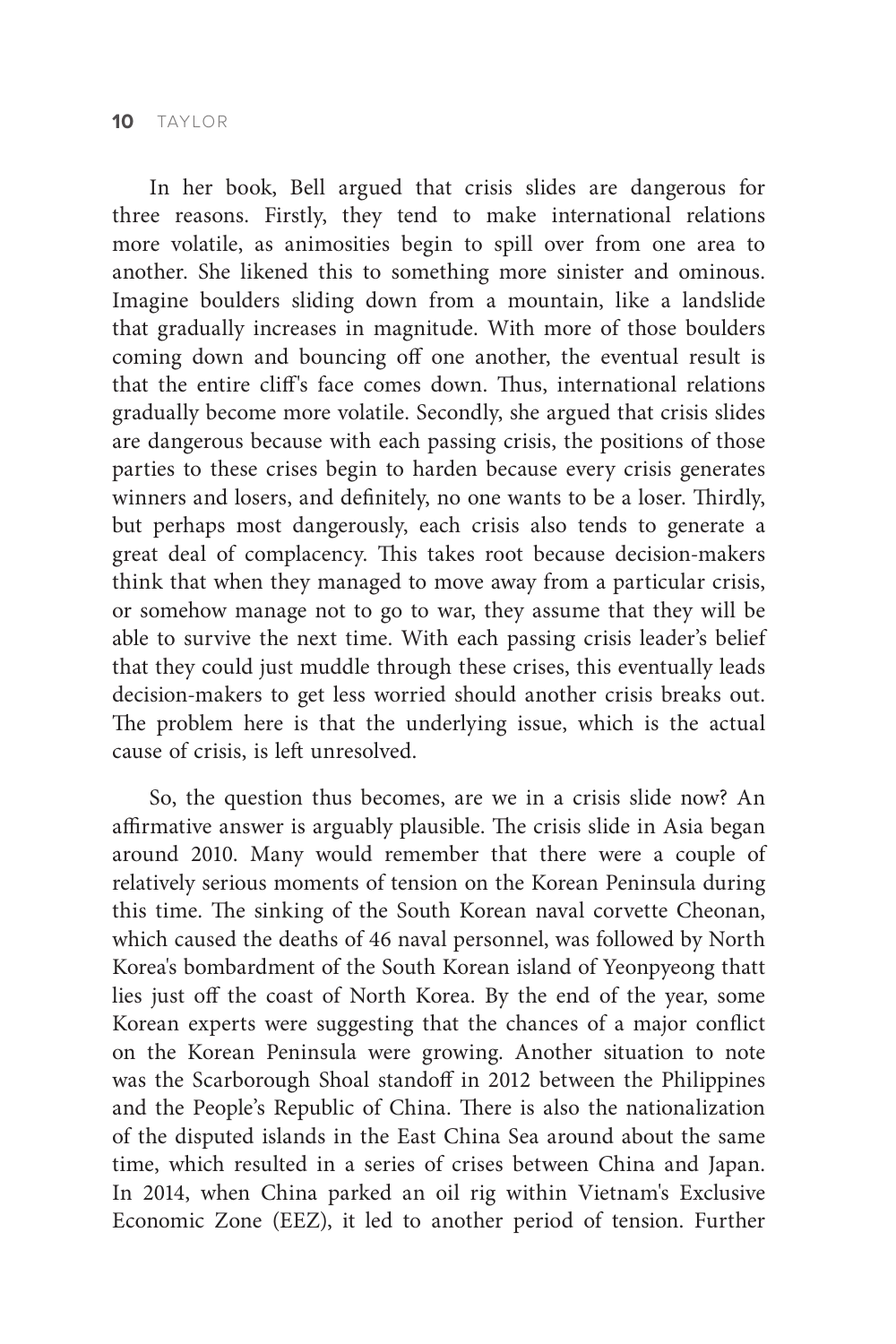In her book, Bell argued that crisis slides are dangerous for three reasons. Firstly, they tend to make international relations more volatile, as animosities begin to spill over from one area to another. She likened this to something more sinister and ominous. Imagine boulders sliding down from a mountain, like a landslide that gradually increases in magnitude. With more of those boulders coming down and bouncing off one another, the eventual result is that the entire cliff's face comes down. Thus, international relations gradually become more volatile. Secondly, she argued that crisis slides are dangerous because with each passing crisis, the positions of those parties to these crises begin to harden because every crisis generates winners and losers, and definitely, no one wants to be a loser. Thirdly, but perhaps most dangerously, each crisis also tends to generate a great deal of complacency. This takes root because decision-makers think that when they managed to move away from a particular crisis, or somehow manage not to go to war, they assume that they will be able to survive the next time. With each passing crisis leader's belief that they could just muddle through these crises, this eventually leads decision-makers to get less worried should another crisis breaks out. The problem here is that the underlying issue, which is the actual cause of crisis, is left unresolved.

So, the question thus becomes, are we in a crisis slide now? An affirmative answer is arguably plausible. The crisis slide in Asia began around 2010. Many would remember that there were a couple of relatively serious moments of tension on the Korean Peninsula during this time. The sinking of the South Korean naval corvette Cheonan, which caused the deaths of 46 naval personnel, was followed by North Korea's bombardment of the South Korean island of Yeonpyeong thatt lies just off the coast of North Korea. By the end of the year, some Korean experts were suggesting that the chances of a major conflict on the Korean Peninsula were growing. Another situation to note was the Scarborough Shoal standoff in 2012 between the Philippines and the People's Republic of China. There is also the nationalization of the disputed islands in the East China Sea around about the same time, which resulted in a series of crises between China and Japan. In 2014, when China parked an oil rig within Vietnam's Exclusive Economic Zone (EEZ), it led to another period of tension. Further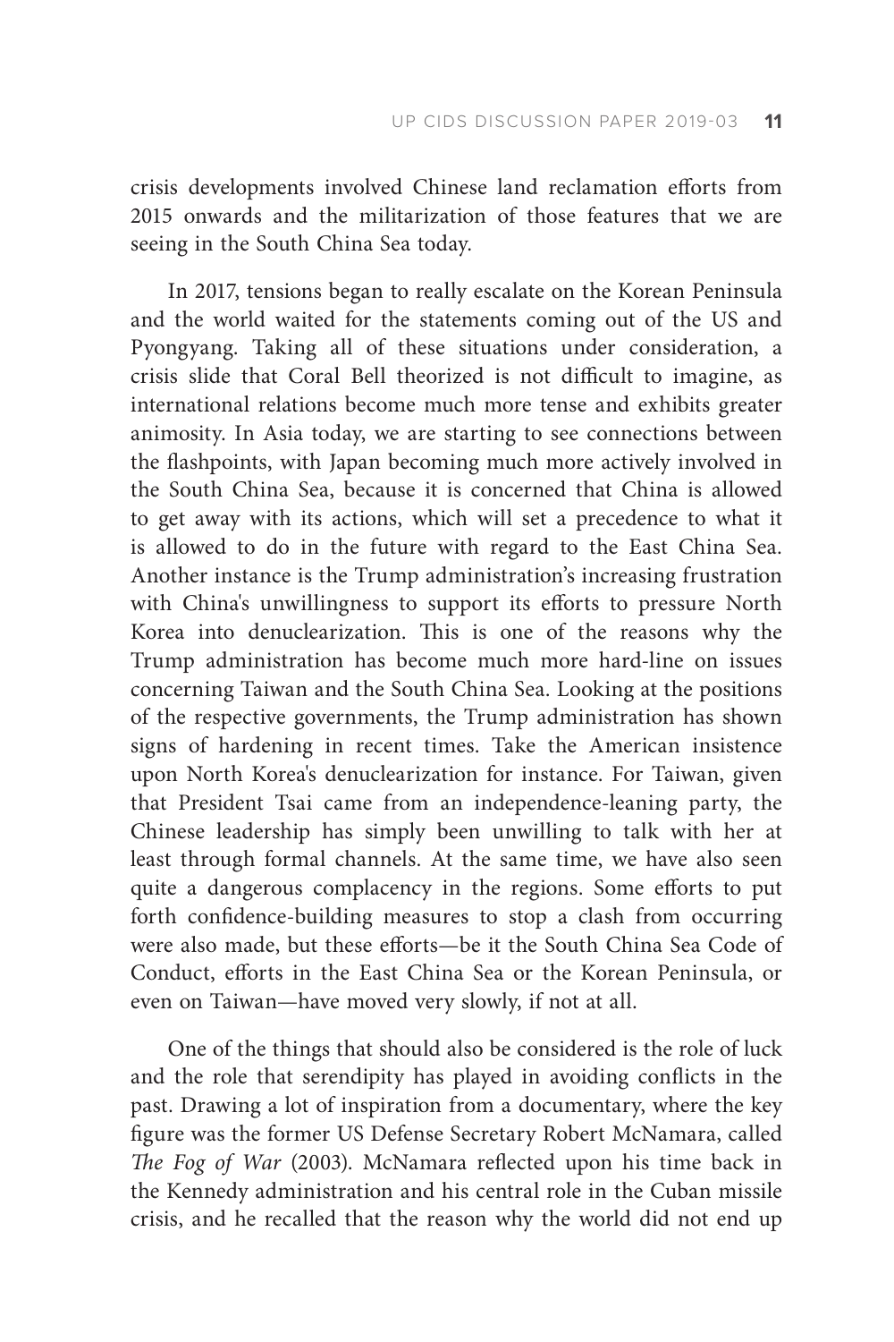crisis developments involved Chinese land reclamation efforts from 2015 onwards and the militarization of those features that we are seeing in the South China Sea today.

In 2017, tensions began to really escalate on the Korean Peninsula and the world waited for the statements coming out of the US and Pyongyang. Taking all of these situations under consideration, a crisis slide that Coral Bell theorized is not difficult to imagine, as international relations become much more tense and exhibits greater animosity. In Asia today, we are starting to see connections between the flashpoints, with Japan becoming much more actively involved in the South China Sea, because it is concerned that China is allowed to get away with its actions, which will set a precedence to what it is allowed to do in the future with regard to the East China Sea. Another instance is the Trump administration's increasing frustration with China's unwillingness to support its efforts to pressure North Korea into denuclearization. This is one of the reasons why the Trump administration has become much more hard-line on issues concerning Taiwan and the South China Sea. Looking at the positions of the respective governments, the Trump administration has shown signs of hardening in recent times. Take the American insistence upon North Korea's denuclearization for instance. For Taiwan, given that President Tsai came from an independence-leaning party, the Chinese leadership has simply been unwilling to talk with her at least through formal channels. At the same time, we have also seen quite a dangerous complacency in the regions. Some efforts to put forth confidence-building measures to stop a clash from occurring were also made, but these efforts—be it the South China Sea Code of Conduct, efforts in the East China Sea or the Korean Peninsula, or even on Taiwan—have moved very slowly, if not at all.

One of the things that should also be considered is the role of luck and the role that serendipity has played in avoiding conflicts in the past. Drawing a lot of inspiration from a documentary, where the key figure was the former US Defense Secretary Robert McNamara, called *The Fog of War* (2003). McNamara reflected upon his time back in the Kennedy administration and his central role in the Cuban missile crisis, and he recalled that the reason why the world did not end up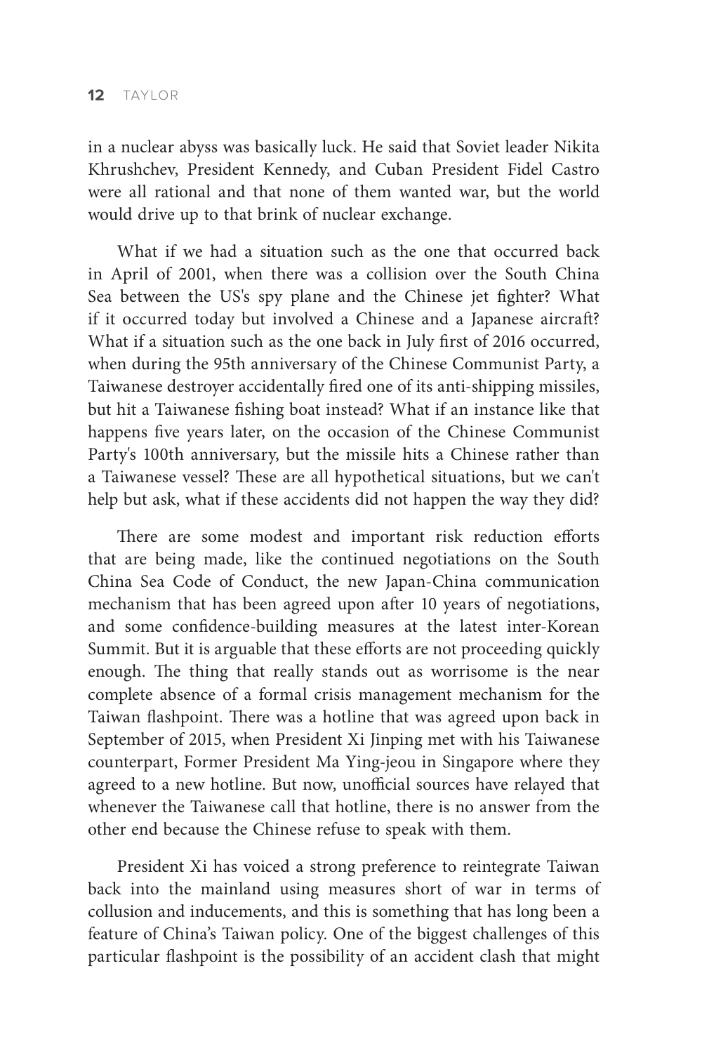in a nuclear abyss was basically luck. He said that Soviet leader Nikita Khrushchev, President Kennedy, and Cuban President Fidel Castro were all rational and that none of them wanted war, but the world would drive up to that brink of nuclear exchange.

What if we had a situation such as the one that occurred back in April of 2001, when there was a collision over the South China Sea between the US's spy plane and the Chinese jet fighter? What if it occurred today but involved a Chinese and a Japanese aircraft? What if a situation such as the one back in July first of 2016 occurred, when during the 95th anniversary of the Chinese Communist Party, a Taiwanese destroyer accidentally fired one of its anti-shipping missiles, but hit a Taiwanese fishing boat instead? What if an instance like that happens five years later, on the occasion of the Chinese Communist Party's 100th anniversary, but the missile hits a Chinese rather than a Taiwanese vessel? These are all hypothetical situations, but we can't help but ask, what if these accidents did not happen the way they did?

There are some modest and important risk reduction efforts that are being made, like the continued negotiations on the South China Sea Code of Conduct, the new Japan-China communication mechanism that has been agreed upon after 10 years of negotiations, and some confidence-building measures at the latest inter-Korean Summit. But it is arguable that these efforts are not proceeding quickly enough. The thing that really stands out as worrisome is the near complete absence of a formal crisis management mechanism for the Taiwan flashpoint. There was a hotline that was agreed upon back in September of 2015, when President Xi Jinping met with his Taiwanese counterpart, Former President Ma Ying-jeou in Singapore where they agreed to a new hotline. But now, unofficial sources have relayed that whenever the Taiwanese call that hotline, there is no answer from the other end because the Chinese refuse to speak with them.

President Xi has voiced a strong preference to reintegrate Taiwan back into the mainland using measures short of war in terms of collusion and inducements, and this is something that has long been a feature of China's Taiwan policy. One of the biggest challenges of this particular flashpoint is the possibility of an accident clash that might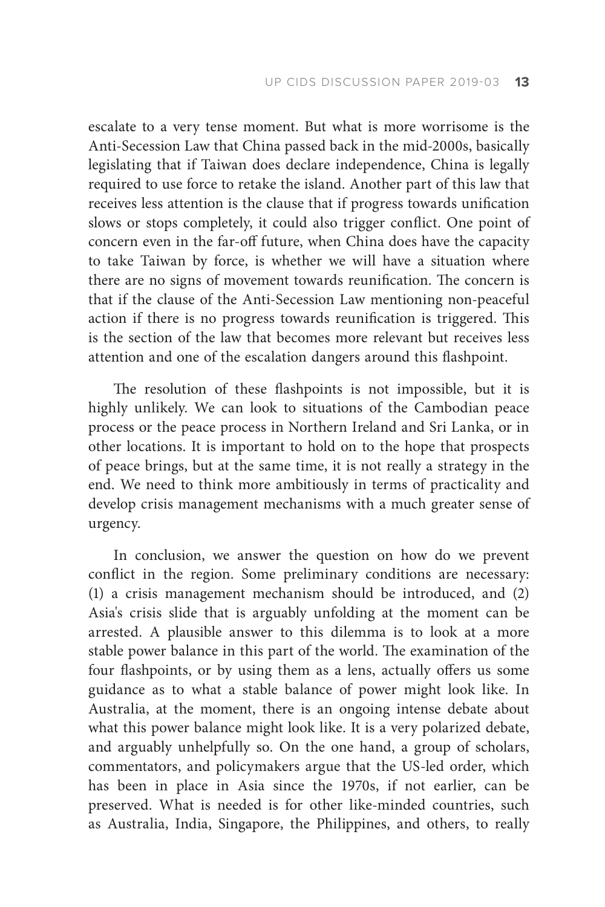escalate to a very tense moment. But what is more worrisome is the Anti-Secession Law that China passed back in the mid-2000s, basically legislating that if Taiwan does declare independence, China is legally required to use force to retake the island. Another part of this law that receives less attention is the clause that if progress towards unification slows or stops completely, it could also trigger conflict. One point of concern even in the far-off future, when China does have the capacity to take Taiwan by force, is whether we will have a situation where there are no signs of movement towards reunification. The concern is that if the clause of the Anti-Secession Law mentioning non-peaceful action if there is no progress towards reunification is triggered. This is the section of the law that becomes more relevant but receives less attention and one of the escalation dangers around this flashpoint.

The resolution of these flashpoints is not impossible, but it is highly unlikely. We can look to situations of the Cambodian peace process or the peace process in Northern Ireland and Sri Lanka, or in other locations. It is important to hold on to the hope that prospects of peace brings, but at the same time, it is not really a strategy in the end. We need to think more ambitiously in terms of practicality and develop crisis management mechanisms with a much greater sense of urgency.

In conclusion, we answer the question on how do we prevent conflict in the region. Some preliminary conditions are necessary: (1) a crisis management mechanism should be introduced, and (2) Asia's crisis slide that is arguably unfolding at the moment can be arrested. A plausible answer to this dilemma is to look at a more stable power balance in this part of the world. The examination of the four flashpoints, or by using them as a lens, actually offers us some guidance as to what a stable balance of power might look like. In Australia, at the moment, there is an ongoing intense debate about what this power balance might look like. It is a very polarized debate, and arguably unhelpfully so. On the one hand, a group of scholars, commentators, and policymakers argue that the US-led order, which has been in place in Asia since the 1970s, if not earlier, can be preserved. What is needed is for other like-minded countries, such as Australia, India, Singapore, the Philippines, and others, to really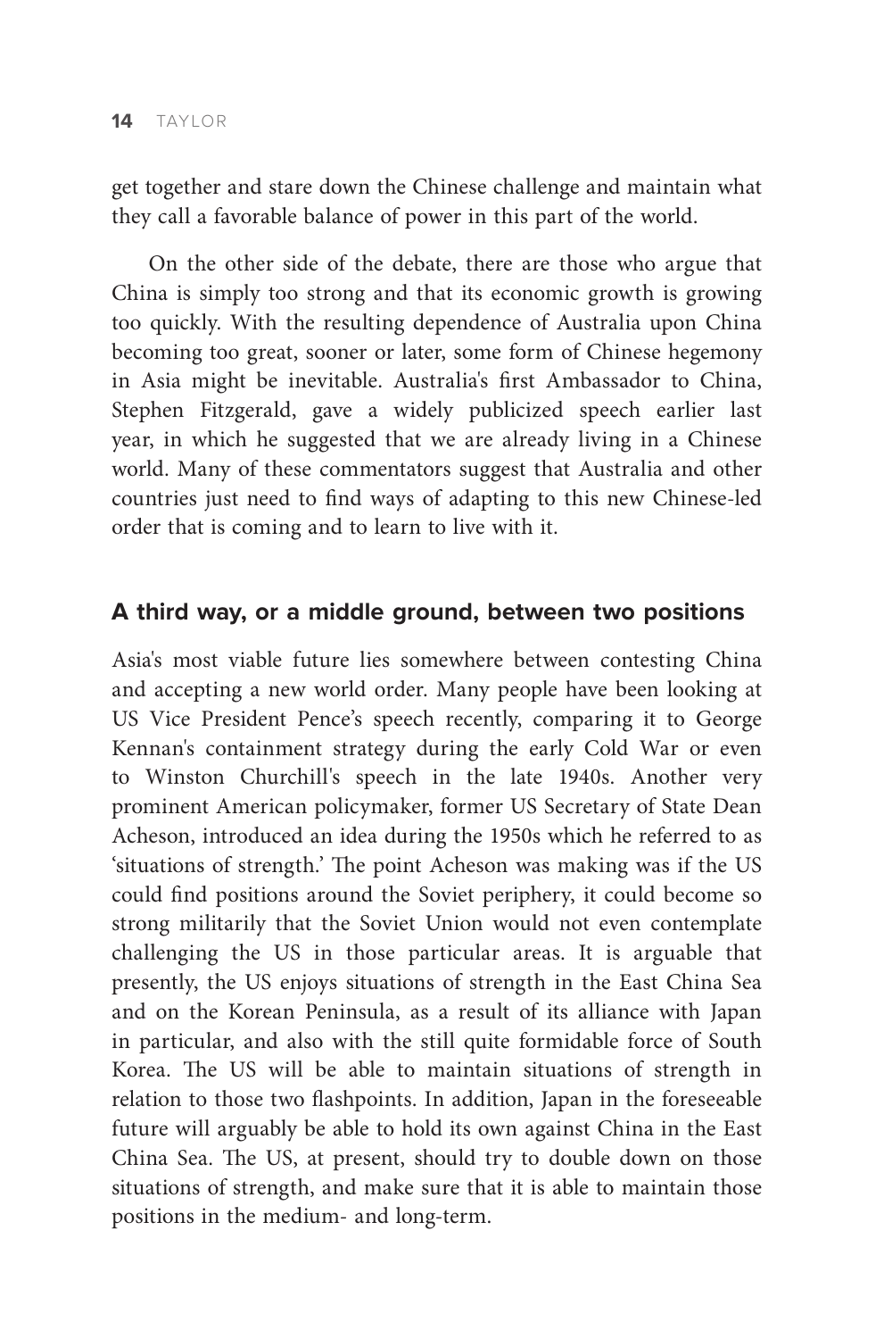get together and stare down the Chinese challenge and maintain what they call a favorable balance of power in this part of the world.

On the other side of the debate, there are those who argue that China is simply too strong and that its economic growth is growing too quickly. With the resulting dependence of Australia upon China becoming too great, sooner or later, some form of Chinese hegemony in Asia might be inevitable. Australia's first Ambassador to China, Stephen Fitzgerald, gave a widely publicized speech earlier last year, in which he suggested that we are already living in a Chinese world. Many of these commentators suggest that Australia and other countries just need to find ways of adapting to this new Chinese-led order that is coming and to learn to live with it.

## A third way, or a middle ground, between two positions

Asia's most viable future lies somewhere between contesting China and accepting a new world order. Many people have been looking at US Vice President Pence's speech recently, comparing it to George Kennan's containment strategy during the early Cold War or even to Winston Churchill's speech in the late 1940s. Another very prominent American policymaker, former US Secretary of State Dean Acheson, introduced an idea during the 1950s which he referred to as 'situations of strength.' The point Acheson was making was if the US could find positions around the Soviet periphery, it could become so strong militarily that the Soviet Union would not even contemplate challenging the US in those particular areas. It is arguable that presently, the US enjoys situations of strength in the East China Sea and on the Korean Peninsula, as a result of its alliance with Japan in particular, and also with the still quite formidable force of South Korea. The US will be able to maintain situations of strength in relation to those two flashpoints. In addition, Japan in the foreseeable future will arguably be able to hold its own against China in the East China Sea. The US, at present, should try to double down on those situations of strength, and make sure that it is able to maintain those positions in the medium- and long-term.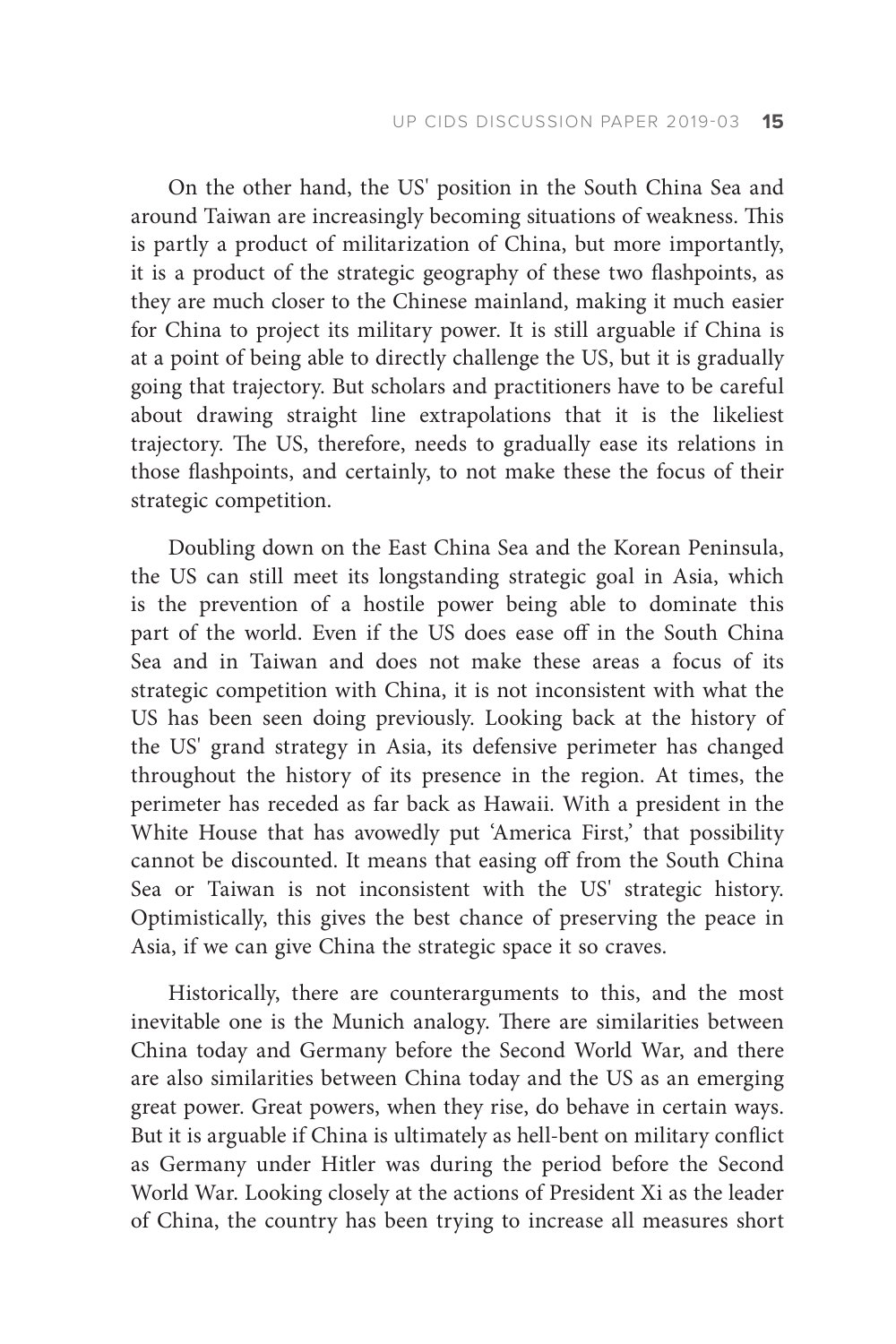On the other hand, the US' position in the South China Sea and around Taiwan are increasingly becoming situations of weakness. This is partly a product of militarization of China, but more importantly, it is a product of the strategic geography of these two flashpoints, as they are much closer to the Chinese mainland, making it much easier for China to project its military power. It is still arguable if China is at a point of being able to directly challenge the US, but it is gradually going that trajectory. But scholars and practitioners have to be careful about drawing straight line extrapolations that it is the likeliest trajectory. The US, therefore, needs to gradually ease its relations in those flashpoints, and certainly, to not make these the focus of their strategic competition.

Doubling down on the East China Sea and the Korean Peninsula, the US can still meet its longstanding strategic goal in Asia, which is the prevention of a hostile power being able to dominate this part of the world. Even if the US does ease off in the South China Sea and in Taiwan and does not make these areas a focus of its strategic competition with China, it is not inconsistent with what the US has been seen doing previously. Looking back at the history of the US' grand strategy in Asia, its defensive perimeter has changed throughout the history of its presence in the region. At times, the perimeter has receded as far back as Hawaii. With a president in the White House that has avowedly put 'America First,' that possibility cannot be discounted. It means that easing off from the South China Sea or Taiwan is not inconsistent with the US' strategic history. Optimistically, this gives the best chance of preserving the peace in Asia, if we can give China the strategic space it so craves.

Historically, there are counterarguments to this, and the most inevitable one is the Munich analogy. There are similarities between China today and Germany before the Second World War, and there are also similarities between China today and the US as an emerging great power. Great powers, when they rise, do behave in certain ways. But it is arguable if China is ultimately as hell-bent on military conflict as Germany under Hitler was during the period before the Second World War. Looking closely at the actions of President Xi as the leader of China, the country has been trying to increase all measures short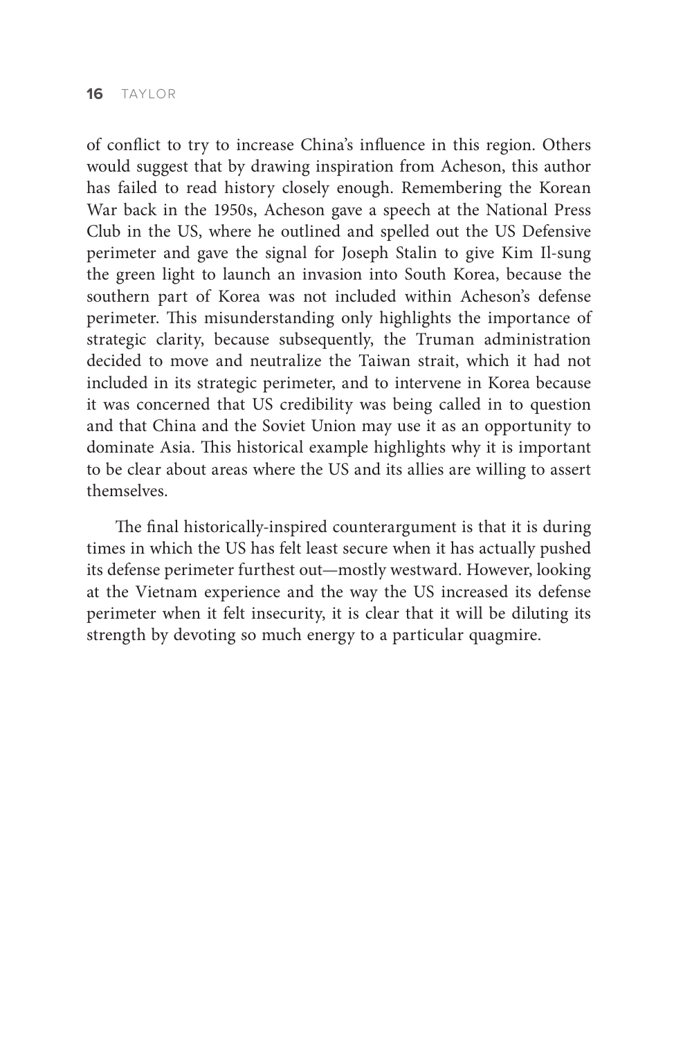of conflict to try to increase China's influence in this region. Others would suggest that by drawing inspiration from Acheson, this author has failed to read history closely enough. Remembering the Korean War back in the 1950s, Acheson gave a speech at the National Press Club in the US, where he outlined and spelled out the US Defensive perimeter and gave the signal for Joseph Stalin to give Kim Il-sung the green light to launch an invasion into South Korea, because the southern part of Korea was not included within Acheson's defense perimeter. This misunderstanding only highlights the importance of strategic clarity, because subsequently, the Truman administration decided to move and neutralize the Taiwan strait, which it had not included in its strategic perimeter, and to intervene in Korea because it was concerned that US credibility was being called in to question and that China and the Soviet Union may use it as an opportunity to dominate Asia. This historical example highlights why it is important to be clear about areas where the US and its allies are willing to assert themselves.

The final historically-inspired counterargument is that it is during times in which the US has felt least secure when it has actually pushed its defense perimeter furthest out—mostly westward. However, looking at the Vietnam experience and the way the US increased its defense perimeter when it felt insecurity, it is clear that it will be diluting its strength by devoting so much energy to a particular quagmire.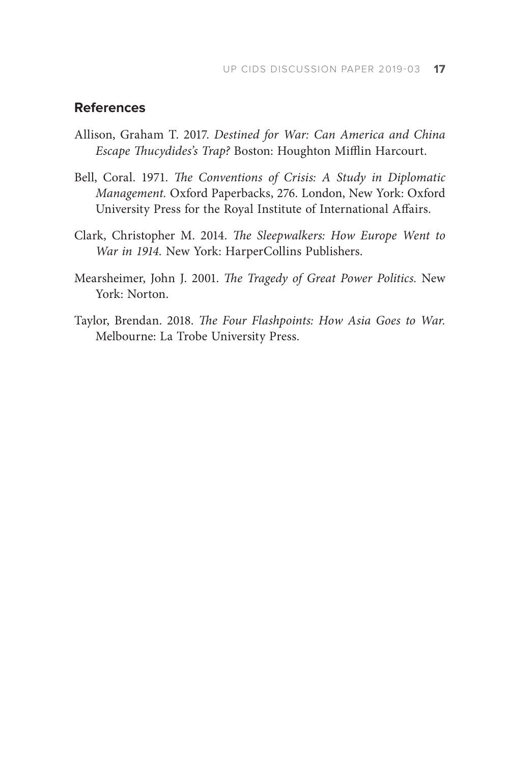## References

Allison, Graham T. 2017. *Destined for War: Can America and China Escape Thucydides's Trap?* Boston: Houghton Mifflin Harcourt.

Bell, Coral. 1971. *The Conventions of Crisis: A Study in Diplomatic Management*. Oxford Paperbacks, 276. London, New York: Oxford University Press for the Royal Institute of International Affairs.

Clark, Christopher M. 2014. *The Sleepwalkers: How Europe Went to War in 1914*. New York: HarperCollins Publishers.

Mearsheimer, John J. 2001. *The Tragedy of Great Power Politics*. New York: Norton.

Taylor, Brendan. 2018. *The Four Flashpoints: How Asia Goes to War*. Melbourne: La Trobe University Press.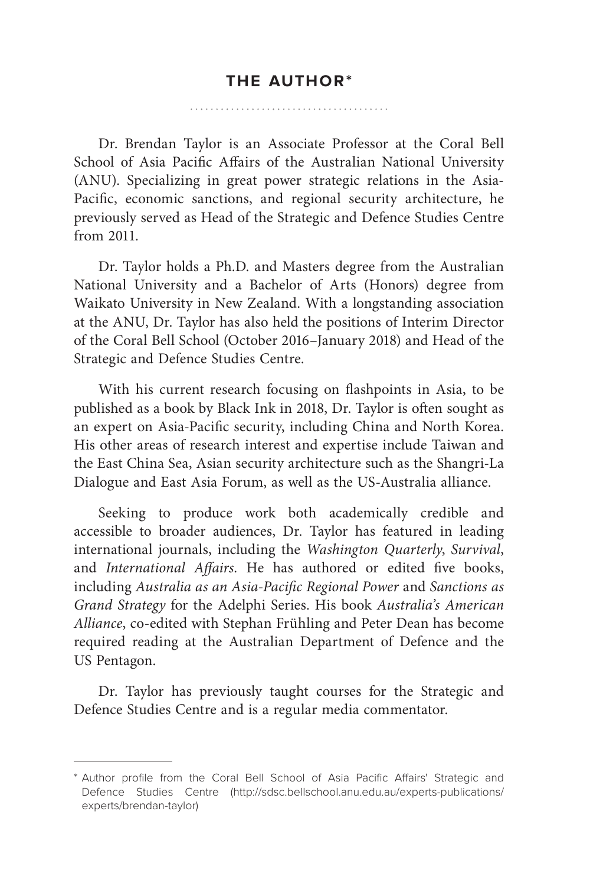# THE AUTHOR*

Dr. Brendan Taylor is an Associate Professor at the Coral Bell School of Asia Pacific Affairs of the Australian National University (ANU). Specializing in great power strategic relations in the Asia-Pacific, economic sanctions, and regional security architecture, he previously served as Head of the Strategic and Defence Studies Centre from 2011.

Dr. Taylor holds a Ph.D. and Masters degree from the Australian National University and a Bachelor of Arts (Honors) degree from Waikato University in New Zealand. With a longstanding association at the ANU, Dr. Taylor has also held the positions of Interim Director of the Coral Bell School (October 2016–January 2018) and Head of the Strategic and Defence Studies Centre.

With his current research focusing on flashpoints in Asia, to be published as a book by Black Ink in 2018, Dr. Taylor is often sought as an expert on Asia-Pacific security, including China and North Korea. His other areas of research interest and expertise include Taiwan and the East China Sea, Asian security architecture such as the Shangri-La Dialogue and East Asia Forum, as well as the US-Australia alliance.

Seeking to produce work both academically credible and accessible to broader audiences, Dr. Taylor has featured in leading international journals, including the *Washington Quarterly*, *Survival*, and *International Affairs*. He has authored or edited five books, including *Australia as an Asia-Pacific Regional Power* and *Sanctions as Grand Strategy* for the Adelphi Series. His book *Australia's American Alliance*, co-edited with Stephan Frühling and Peter Dean has become required reading at the Australian Department of Defence and the US Pentagon.

Dr. Taylor has previously taught courses for the Strategic and Defence Studies Centre and is a regular media commentator.

---

\* Author profile from the Coral Bell School of Asia Pacific Affairs' Strategic and Defence Studies Centre (http://sdsc.bellschool.anu.edu.au/experts-publications/experts/brendan-taylor)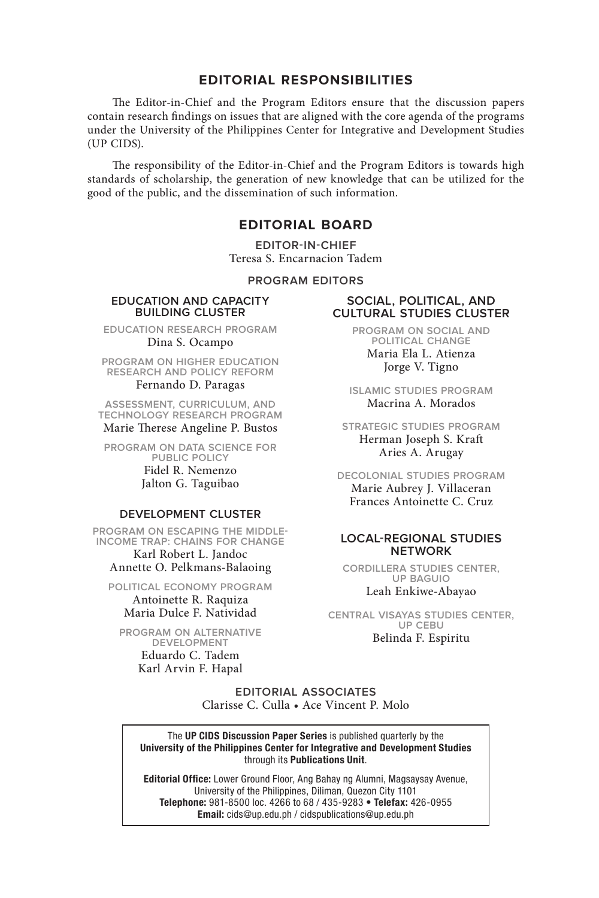## EDITORIAL RESPONSIBILITIES

The Editor-in-Chief and the Program Editors ensure that the discussion papers contain research findings on issues that are aligned with the core agenda of the programs under the University of the Philippines Center for Integrative and Development Studies (UP CIDS).

The responsibility of the Editor-in-Chief and the Program Editors is towards high standards of scholarship, the generation of new knowledge that can be utilized for the good of the public, and the dissemination of such information.

## EDITORIAL BOARD

EDITOR-IN-CHIEF
Teresa S. Encarnacion Tadem

PROGRAM EDITORS

### EDUCATION AND CAPACITY BUILDING CLUSTER

EDUCATION RESEARCH PROGRAM
Dina S. Ocampo

PROGRAM ON HIGHER EDUCATION RESEARCH AND POLICY REFORM
Fernando D. Paragas

ASSESSMENT, CURRICULUM, AND TECHNOLOGY RESEARCH PROGRAM
Marie Therese Angeline P. Bustos

PROGRAM ON DATA SCIENCE FOR PUBLIC POLICY
Fidel R. Nemenzo
Jalton G. Taguibao

### DEVELOPMENT CLUSTER

PROGRAM ON ESCAPING THE MIDDLE-INCOME TRAP: CHAINS FOR CHANGE
Karl Robert L. Jandoc
Annette O. Pelkmans-Balaoing

POLITICAL ECONOMY PROGRAM
Antoinette R. Raquiza
Maria Dulce F. Natividad

PROGRAM ON ALTERNATIVE DEVELOPMENT
Eduardo C. Tadem
Karl Arvin F. Hapal

### SOCIAL, POLITICAL, AND CULTURAL STUDIES CLUSTER

PROGRAM ON SOCIAL AND POLITICAL CHANGE
Maria Ela L. Atienza
Jorge V. Tigno

ISLAMIC STUDIES PROGRAM
Macrina A. Morados

STRATEGIC STUDIES PROGRAM
Herman Joseph S. Kraft
Aries A. Arugay

DECOLONIAL STUDIES PROGRAM
Marie Aubrey J. Villaceran
Frances Antoinette C. Cruz

### LOCAL-REGIONAL STUDIES NETWORK

CORDILLERA STUDIES CENTER, UP BAGUIO
Leah Enkiwe-Abayao

CENTRAL VISAYAS STUDIES CENTER, UP CEBU
Belinda F. Espiritu

EDITORIAL ASSOCIATES
Clarisse C. Culla • Ace Vincent P. Molo

The **UP CIDS Discussion Paper Series** is published quarterly by the **University of the Philippines Center for Integrative and Development Studies** through its **Publications Unit**.

**Editorial Office:** Lower Ground Floor, Ang Bahay ng Alumni, Magsaysay Avenue, University of the Philippines, Diliman, Quezon City 1101
**Telephone:** 981-8500 loc. 4266 to 68 / 435-9283 • **Telefax:** 426-0955
**Email:** cids@up.edu.ph / cidspublications@up.edu.ph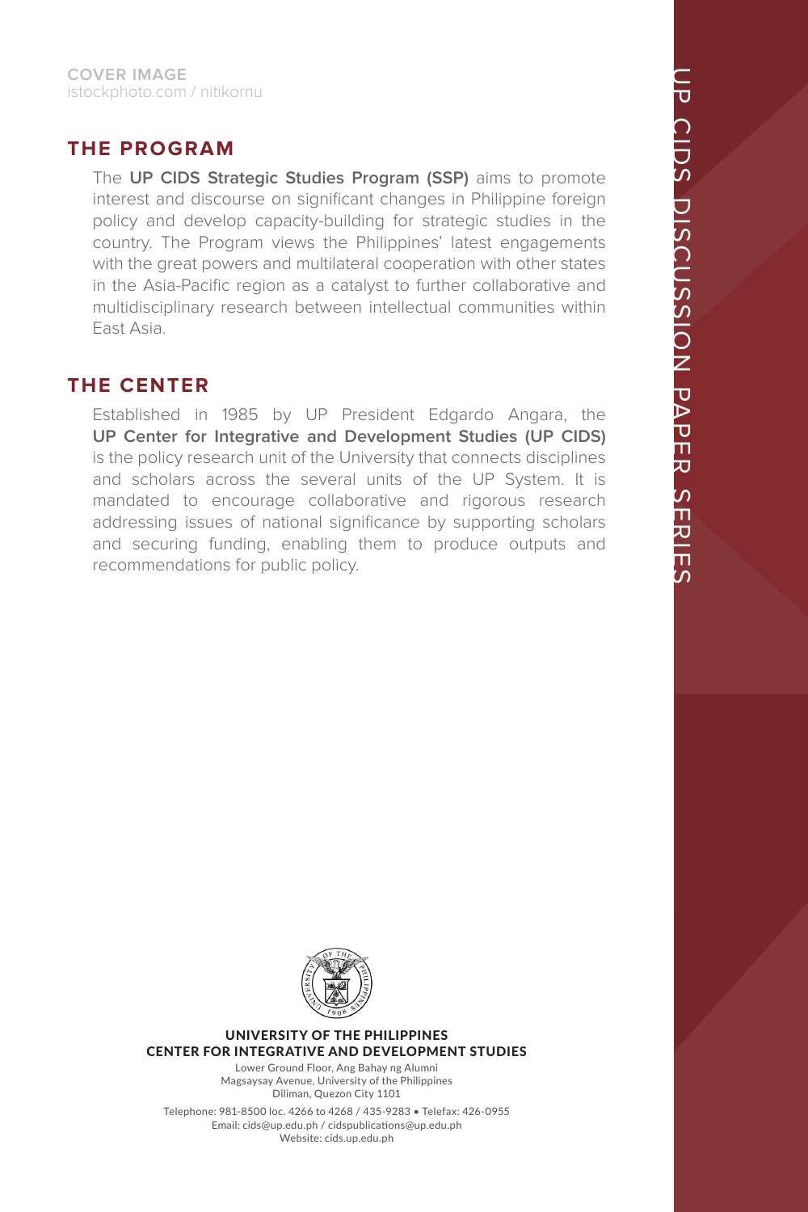**COVER IMAGE**
istockphoto.com / nitikornu

## THE PROGRAM

The **UP CIDS Strategic Studies Program (SSP)** aims to promote interest and discourse on significant changes in Philippine foreign policy and develop capacity-building for strategic studies in the country. The Program views the Philippines' latest engagements with the great powers and multilateral cooperation with other states in the Asia-Pacific region as a catalyst to further collaborative and multidisciplinary research between intellectual communities within East Asia.

## THE CENTER

Established in 1985 by UP President Edgardo Angara, the **UP Center for Integrative and Development Studies (UP CIDS)** is the policy research unit of the University that connects disciplines and scholars across the several units of the UP System. It is mandated to encourage collaborative and rigorous research addressing issues of national significance by supporting scholars and securing funding, enabling them to produce outputs and recommendations for public policy.

**UNIVERSITY OF THE PHILIPPINES**
**CENTER FOR INTEGRATIVE AND DEVELOPMENT STUDIES**

Lower Ground Floor, Ang Bahay ng Alumni
Magsaysay Avenue, University of the Philippines
Diliman, Quezon City 1101

Telephone: 981-8500 loc. 4266 to 4268 / 435-9283 • Telefax: 426-0955
Email: cids@up.edu.ph / cidspublications@up.edu.ph
Website: cids.up.edu.ph

UP CIDS DISCUSSION PAPER SERIES